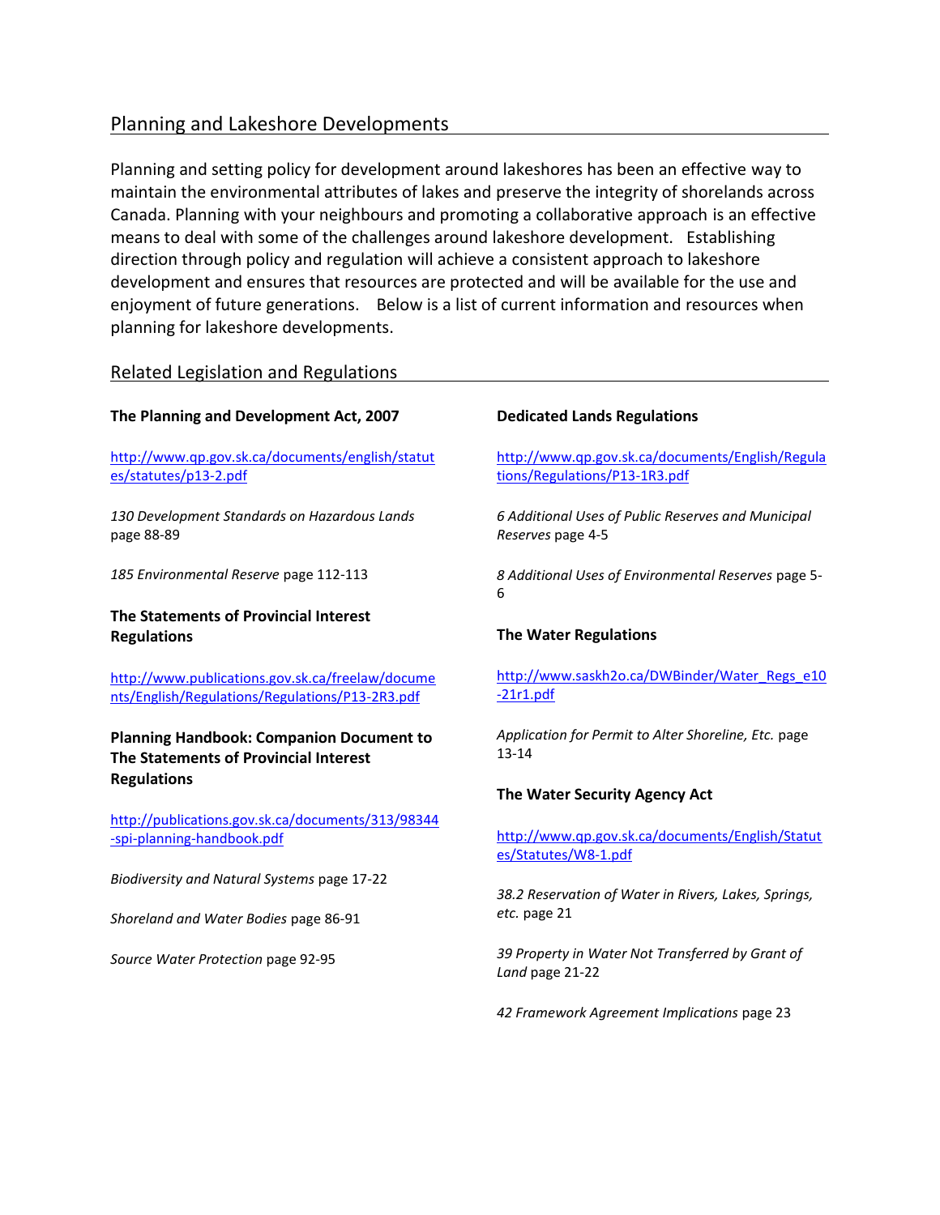## Planning and Lakeshore Developments

Planning and setting policy for development around lakeshores has been an effective way to maintain the environmental attributes of lakes and preserve the integrity of shorelands across Canada. Planning with your neighbours and promoting a collaborative approach is an effective means to deal with some of the challenges around lakeshore development. Establishing direction through policy and regulation will achieve a consistent approach to lakeshore development and ensures that resources are protected and will be available for the use and enjoyment of future generations. Below is a list of current information and resources when planning for lakeshore developments.

## Related Legislation and Regulations

**The Planning and Development Act, 2007**

http://www.qp.gov.sk.ca/documents/english/statutes/statutes/p13-2.pdf

*130 Development Standards on Hazardous Lands* page 88-89

*185 Environmental Reserve* page 112-113

**The Statements of Provincial Interest Regulations**

http://www.publications.gov.sk.ca/freelaw/documents/English/Regulations/Regulations/P13-2R3.pdf

**Planning Handbook: Companion Document to The Statements of Provincial Interest Regulations**

http://publications.gov.sk.ca/documents/313/98344-spi-planning-handbook.pdf

*Biodiversity and Natural Systems* page 17-22

*Shoreland and Water Bodies* page 86-91

*Source Water Protection* page 92-95

**Dedicated Lands Regulations**

http://www.qp.gov.sk.ca/documents/English/Regulations/Regulations/P13-1R3.pdf

*6 Additional Uses of Public Reserves and Municipal Reserves* page 4-5

*8 Additional Uses of Environmental Reserves* page 5-6

**The Water Regulations**

http://www.saskh2o.ca/DWBinder/Water_Regs_e10-21r1.pdf

*Application for Permit to Alter Shoreline, Etc.* page 13-14

**The Water Security Agency Act**

http://www.qp.gov.sk.ca/documents/English/Statutes/Statutes/W8-1.pdf

*38.2 Reservation of Water in Rivers, Lakes, Springs, etc.* page 21

*39 Property in Water Not Transferred by Grant of Land* page 21-22

*42 Framework Agreement Implications* page 23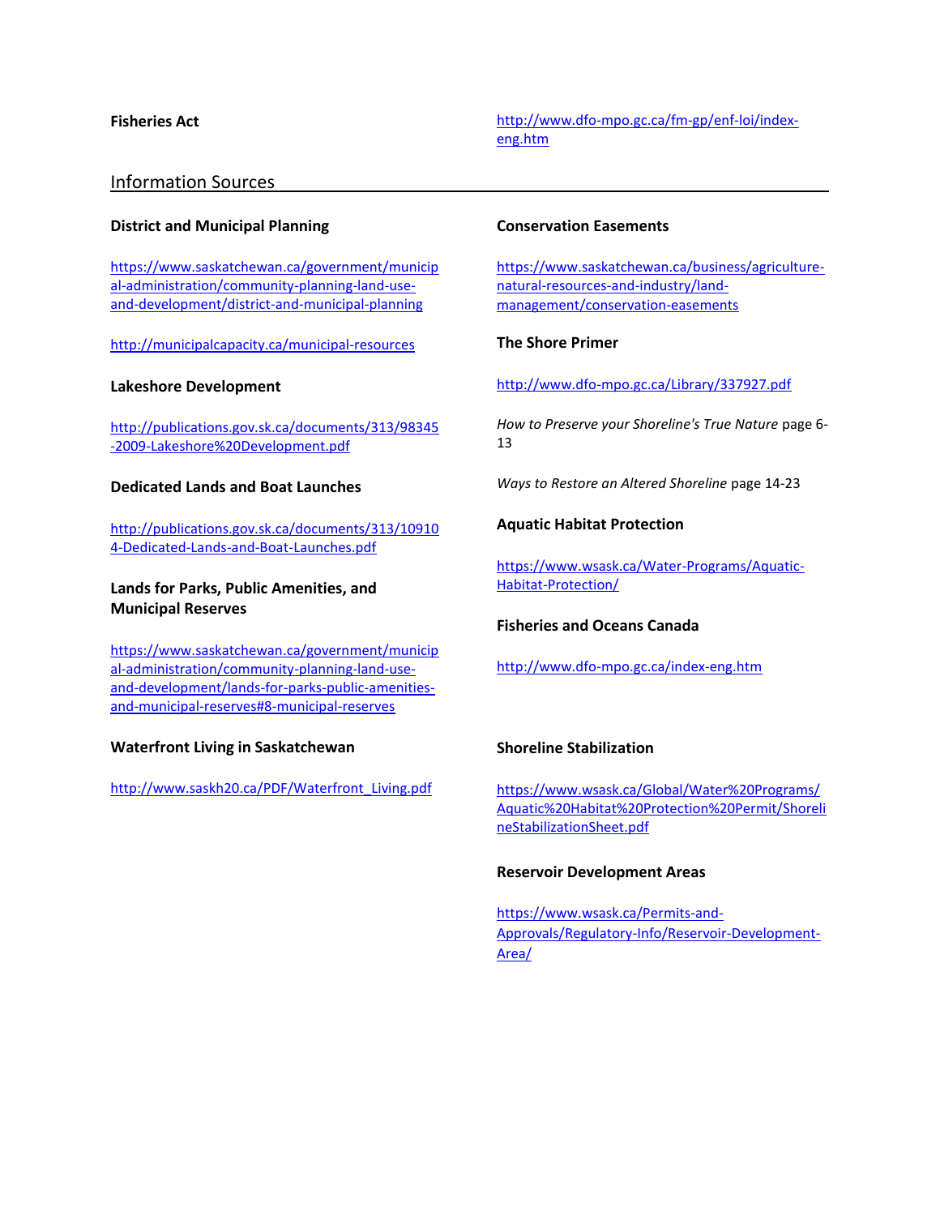**Fisheries Act**

http://www.dfo-mpo.gc.ca/fm-gp/enf-loi/index-eng.htm

## Information Sources

**District and Municipal Planning**

https://www.saskatchewan.ca/government/municipal-administration/community-planning-land-use-and-development/district-and-municipal-planning

http://municipalcapacity.ca/municipal-resources

**Lakeshore Development**

http://publications.gov.sk.ca/documents/313/98345-2009-Lakeshore%20Development.pdf

**Dedicated Lands and Boat Launches**

http://publications.gov.sk.ca/documents/313/109104-Dedicated-Lands-and-Boat-Launches.pdf

**Lands for Parks, Public Amenities, and Municipal Reserves**

https://www.saskatchewan.ca/government/municipal-administration/community-planning-land-use-and-development/lands-for-parks-public-amenities-and-municipal-reserves#8-municipal-reserves

**Waterfront Living in Saskatchewan**

http://www.saskh20.ca/PDF/Waterfront_Living.pdf

**Conservation Easements**

https://www.saskatchewan.ca/business/agriculture-natural-resources-and-industry/land-management/conservation-easements

**The Shore Primer**

http://www.dfo-mpo.gc.ca/Library/337927.pdf

*How to Preserve your Shoreline's True Nature* page 6-13

*Ways to Restore an Altered Shoreline* page 14-23

**Aquatic Habitat Protection**

https://www.wsask.ca/Water-Programs/Aquatic-Habitat-Protection/

**Fisheries and Oceans Canada**

http://www.dfo-mpo.gc.ca/index-eng.htm

**Shoreline Stabilization**

https://www.wsask.ca/Global/Water%20Programs/Aquatic%20Habitat%20Protection%20Permit/ShorelineStabilizationSheet.pdf

**Reservoir Development Areas**

https://www.wsask.ca/Permits-and-Approvals/Regulatory-Info/Reservoir-Development-Area/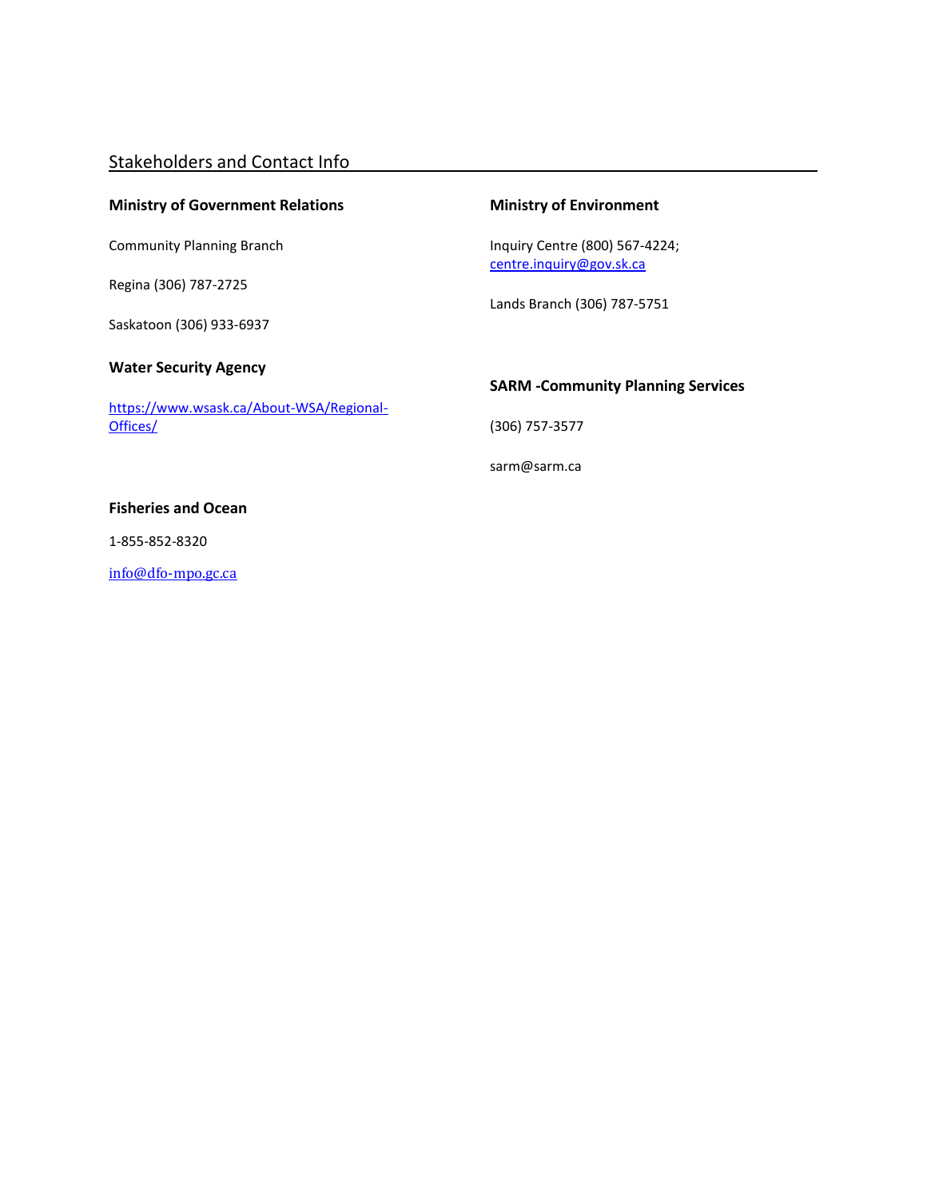## Stakeholders and Contact Info

**Ministry of Government Relations**

Community Planning Branch

Regina (306) 787-2725

Saskatoon (306) 933-6937

**Water Security Agency**

https://www.wsask.ca/About-WSA/Regional-Offices/

**Fisheries and Ocean**

1-855-852-8320

info@dfo-mpo.gc.ca

**Ministry of Environment**

Inquiry Centre (800) 567-4224; centre.inquiry@gov.sk.ca

Lands Branch (306) 787-5751

**SARM -Community Planning Services**

(306) 757-3577

sarm@sarm.ca